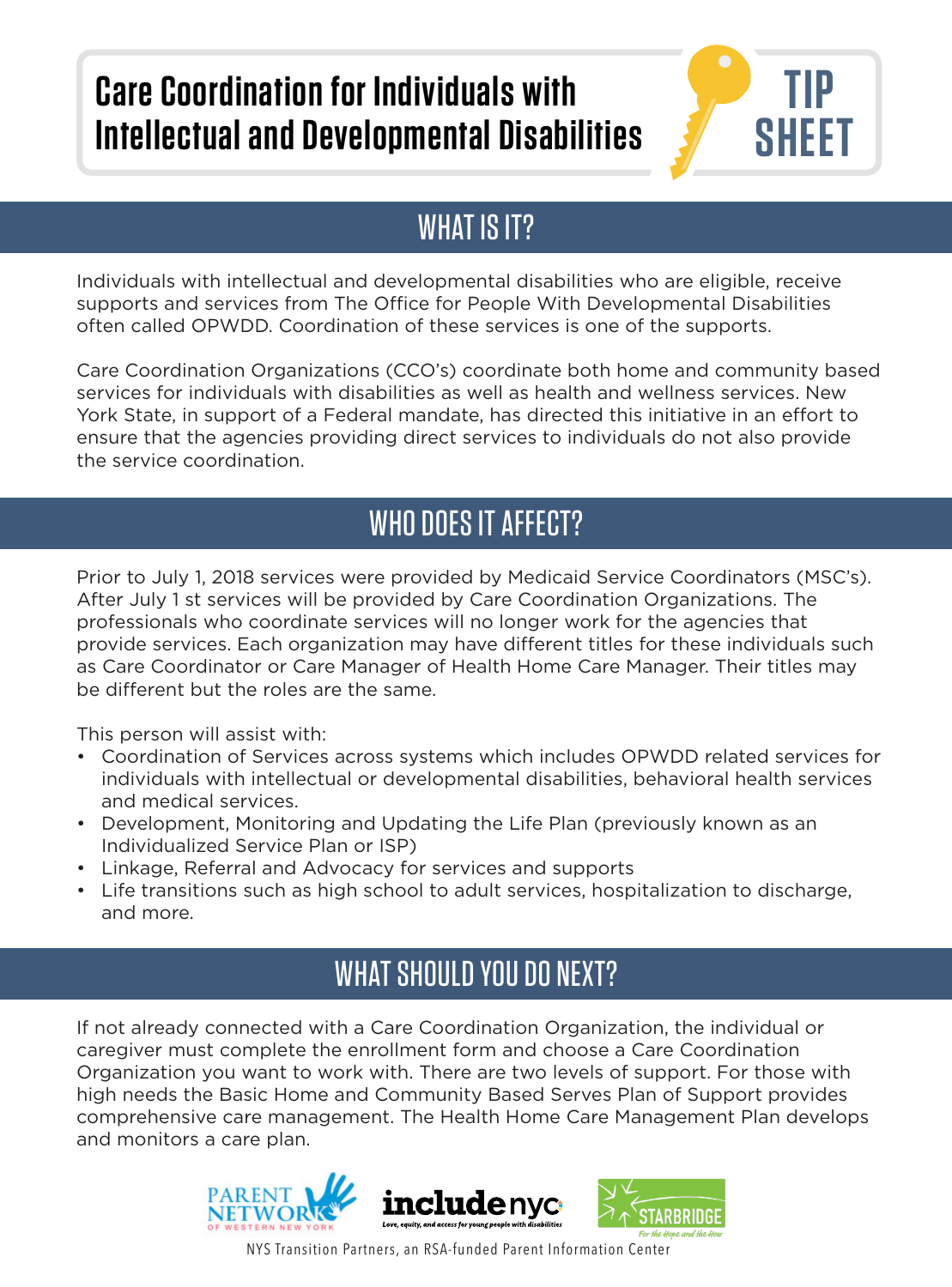# Care Coordination for Individuals with Intellectual and Developmental Disabilities

TIP SHEET

## WHAT IS IT?

Individuals with intellectual and developmental disabilities who are eligible, receive supports and services from The Office for People With Developmental Disabilities often called OPWDD. Coordination of these services is one of the supports.

Care Coordination Organizations (CCO's) coordinate both home and community based services for individuals with disabilities as well as health and wellness services. New York State, in support of a Federal mandate, has directed this initiative in an effort to ensure that the agencies providing direct services to individuals do not also provide the service coordination.

## WHO DOES IT AFFECT?

Prior to July 1, 2018 services were provided by Medicaid Service Coordinators (MSC's). After July 1 st services will be provided by Care Coordination Organizations. The professionals who coordinate services will no longer work for the agencies that provide services. Each organization may have different titles for these individuals such as Care Coordinator or Care Manager of Health Home Care Manager. Their titles may be different but the roles are the same.

This person will assist with:

- Coordination of Services across systems which includes OPWDD related services for individuals with intellectual or developmental disabilities, behavioral health services and medical services.
- Development, Monitoring and Updating the Life Plan (previously known as an Individualized Service Plan or ISP)
- Linkage, Referral and Advocacy for services and supports
- Life transitions such as high school to adult services, hospitalization to discharge, and more.

## WHAT SHOULD YOU DO NEXT?

If not already connected with a Care Coordination Organization, the individual or caregiver must complete the enrollment form and choose a Care Coordination Organization you want to work with. There are two levels of support. For those with high needs the Basic Home and Community Based Serves Plan of Support provides comprehensive care management. The Health Home Care Management Plan develops and monitors a care plan.

PARENT NETWORK OF WESTERN NEW YORK | includenyc — Love, equity, and access for young people with disabilities | STARBRIDGE — For the Hope and the How

NYS Transition Partners, an RSA-funded Parent Information Center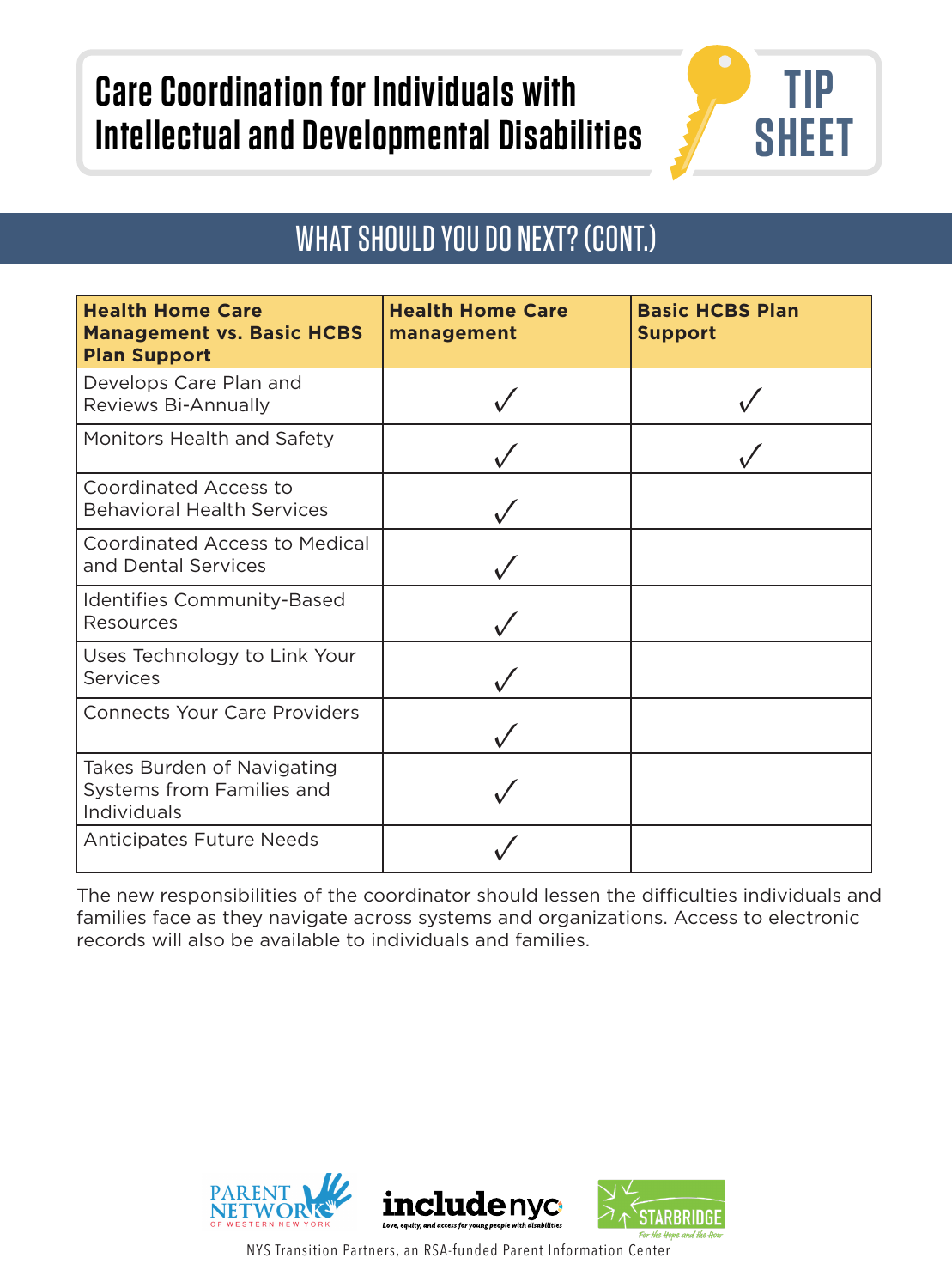# Care Coordination for Individuals with Intellectual and Developmental Disabilities

TIP SHEET

## WHAT SHOULD YOU DO NEXT? (CONT.)

| Health Home Care Management vs. Basic HCBS Plan Support | Health Home Care management | Basic HCBS Plan Support |
| --- | --- | --- |
| Develops Care Plan and Reviews Bi-Annually | ✓ | ✓ |
| Monitors Health and Safety | ✓ | ✓ |
| Coordinated Access to Behavioral Health Services | ✓ | |
| Coordinated Access to Medical and Dental Services | ✓ | |
| Identifies Community-Based Resources | ✓ | |
| Uses Technology to Link Your Services | ✓ | |
| Connects Your Care Providers | ✓ | |
| Takes Burden of Navigating Systems from Families and Individuals | ✓ | |
| Anticipates Future Needs | ✓ | |

The new responsibilities of the coordinator should lessen the difficulties individuals and families face as they navigate across systems and organizations. Access to electronic records will also be available to individuals and families.

PARENT NETWORK OF WESTERN NEW YORK

includenyc — Love, equity, and access for young people with disabilities

STARBRIDGE — For the Hope and the How

NYS Transition Partners, an RSA-funded Parent Information Center